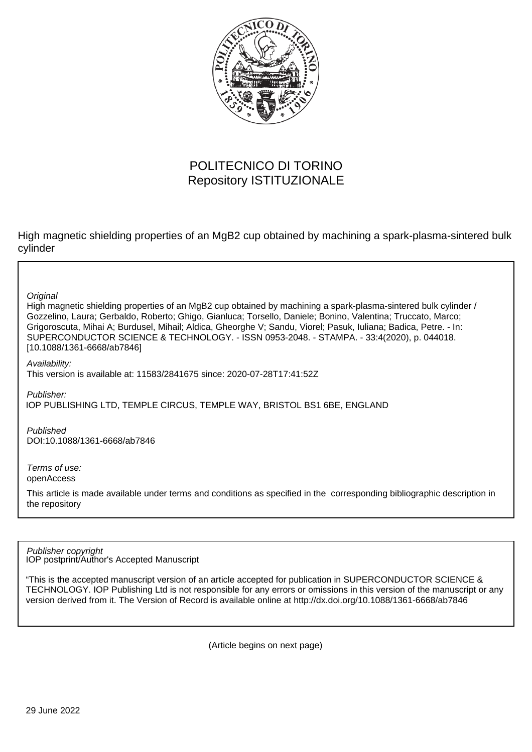POLITECNICO DI TORINO
Repository ISTITUZIONALE

High magnetic shielding properties of an MgB2 cup obtained by machining a spark-plasma-sintered bulk cylinder

*Original*

High magnetic shielding properties of an MgB2 cup obtained by machining a spark-plasma-sintered bulk cylinder / Gozzelino, Laura; Gerbaldo, Roberto; Ghigo, Gianluca; Torsello, Daniele; Bonino, Valentina; Truccato, Marco; Grigoroscuta, Mihai A; Burdusel, Mihail; Aldica, Gheorghe V; Sandu, Viorel; Pasuk, Iuliana; Badica, Petre. - In: SUPERCONDUCTOR SCIENCE & TECHNOLOGY. - ISSN 0953-2048. - STAMPA. - 33:4(2020), p. 044018. [10.1088/1361-6668/ab7846]

*Availability:*

This version is available at: 11583/2841675 since: 2020-07-28T17:41:52Z

*Publisher:*

IOP PUBLISHING LTD, TEMPLE CIRCUS, TEMPLE WAY, BRISTOL BS1 6BE, ENGLAND

*Published*

DOI:10.1088/1361-6668/ab7846

*Terms of use:*

openAccess

This article is made available under terms and conditions as specified in the corresponding bibliographic description in the repository

*Publisher copyright*

IOP postprint/Author's Accepted Manuscript

"This is the accepted manuscript version of an article accepted for publication in SUPERCONDUCTOR SCIENCE & TECHNOLOGY. IOP Publishing Ltd is not responsible for any errors or omissions in this version of the manuscript or any version derived from it. The Version of Record is available online at http://dx.doi.org/10.1088/1361-6668/ab7846

(Article begins on next page)

29 June 2022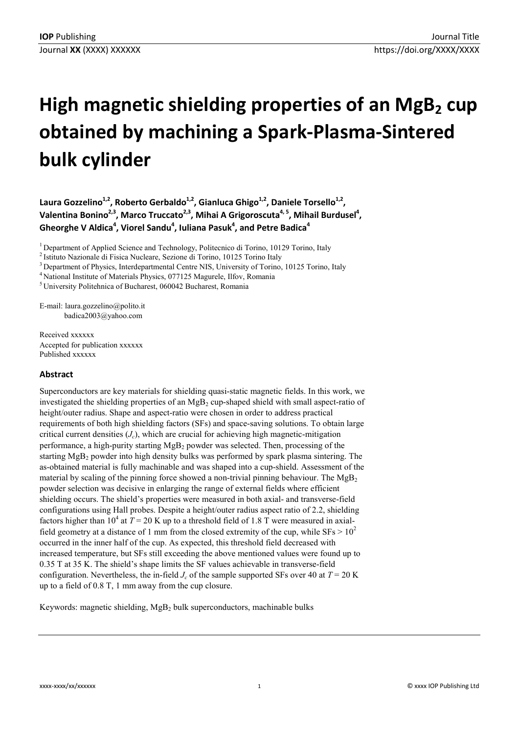# High magnetic shielding properties of an $MgB_2$ cup obtained by machining a Spark-Plasma-Sintered bulk cylinder

**Laura Gozzelino[1,2], Roberto Gerbaldo[1,2], Gianluca Ghigo[1,2], Daniele Torsello[1,2], Valentina Bonino[2,3], Marco Truccato[2,3], Mihai A Grigoroscuta[4,5], Mihail Burdusel[4], Gheorghe V Aldica[4], Viorel Sandu[4], Iuliana Pasuk[4], and Petre Badica[4]**

[1] Department of Applied Science and Technology, Politecnico di Torino, 10129 Torino, Italy
[2] Istituto Nazionale di Fisica Nucleare, Sezione di Torino, 10125 Torino Italy
[3] Department of Physics, Interdepartmental Centre NIS, University of Torino, 10125 Torino, Italy
[4] National Institute of Materials Physics, 077125 Magurele, Ilfov, Romania
[5] University Politehnica of Bucharest, 060042 Bucharest, Romania

E-mail: laura.gozzelino@polito.it
badica2003@yahoo.com

Received xxxxxx
Accepted for publication xxxxxx
Published xxxxxx

### Abstract

Superconductors are key materials for shielding quasi-static magnetic fields. In this work, we investigated the shielding properties of an $MgB_2$ cup-shaped shield with small aspect-ratio of height/outer radius. Shape and aspect-ratio were chosen in order to address practical requirements of both high shielding factors (SFs) and space-saving solutions. To obtain large critical current densities ($J_c$), which are crucial for achieving high magnetic-mitigation performance, a high-purity starting $MgB_2$ powder was selected. Then, processing of the starting $MgB_2$ powder into high density bulks was performed by spark plasma sintering. The as-obtained material is fully machinable and was shaped into a cup-shield. Assessment of the material by scaling of the pinning force showed a non-trivial pinning behaviour. The $MgB_2$ powder selection was decisive in enlarging the range of external fields where efficient shielding occurs. The shield's properties were measured in both axial- and transverse-field configurations using Hall probes. Despite a height/outer radius aspect ratio of 2.2, shielding factors higher than $10^4$ at $T = 20$ K up to a threshold field of 1.8 T were measured in axial-field geometry at a distance of 1 mm from the closed extremity of the cup, while SFs > $10^2$ occurred in the inner half of the cup. As expected, this threshold field decreased with increased temperature, but SFs still exceeding the above mentioned values were found up to 0.35 T at 35 K. The shield's shape limits the SF values achievable in transverse-field configuration. Nevertheless, the in-field $J_c$ of the sample supported SFs over 40 at $T = 20$ K up to a field of 0.8 T, 1 mm away from the cup closure.

Keywords: magnetic shielding, $MgB_2$ bulk superconductors, machinable bulks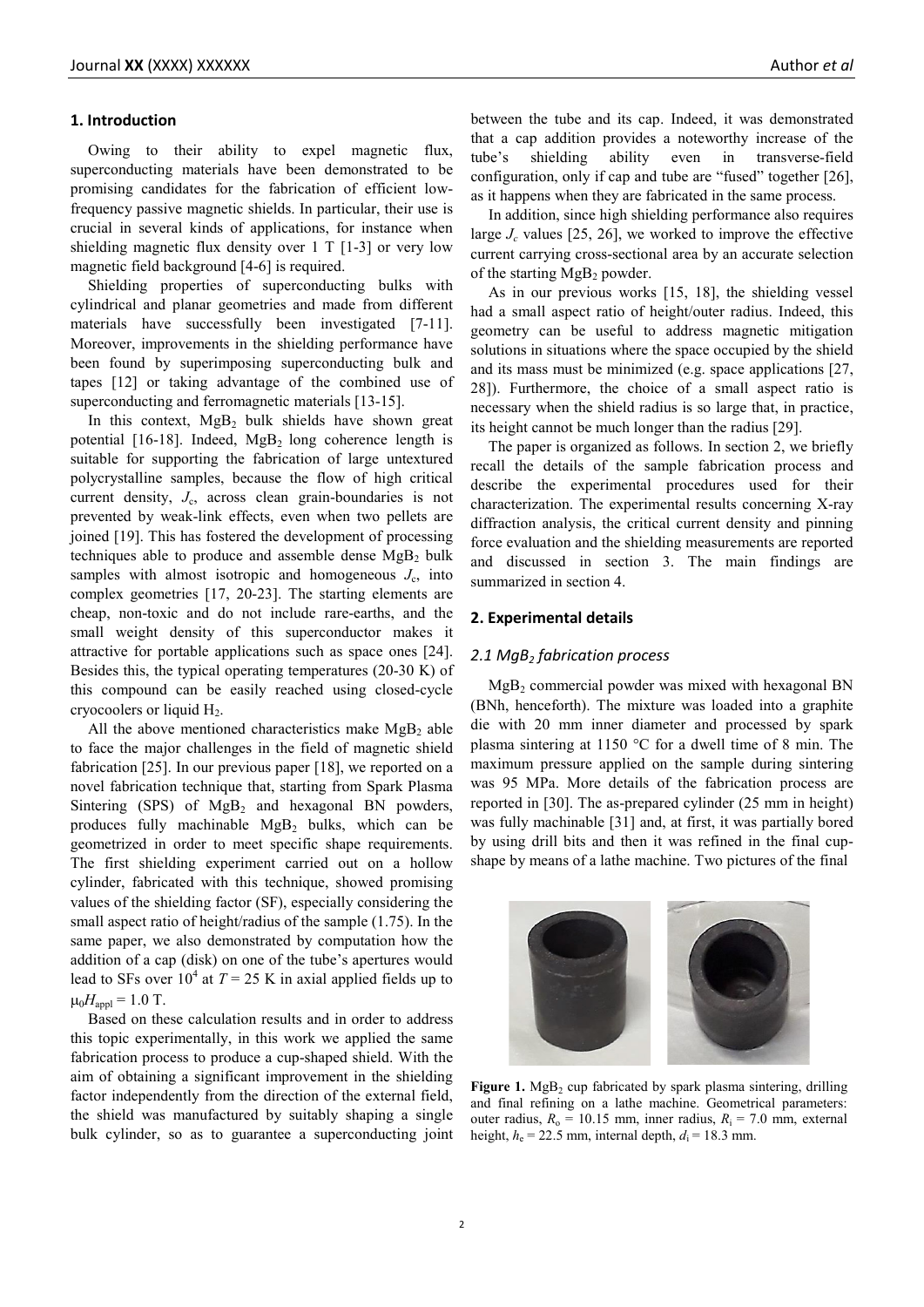## 1. Introduction

Owing to their ability to expel magnetic flux, superconducting materials have been demonstrated to be promising candidates for the fabrication of efficient low-frequency passive magnetic shields. In particular, their use is crucial in several kinds of applications, for instance when shielding magnetic flux density over 1 T [1-3] or very low magnetic field background [4-6] is required.

Shielding properties of superconducting bulks with cylindrical and planar geometries and made from different materials have successfully been investigated [7-11]. Moreover, improvements in the shielding performance have been found by superimposing superconducting bulk and tapes [12] or taking advantage of the combined use of superconducting and ferromagnetic materials [13-15].

In this context, $MgB_2$ bulk shields have shown great potential [16-18]. Indeed, $MgB_2$ long coherence length is suitable for supporting the fabrication of large untextured polycrystalline samples, because the flow of high critical current density, $J_c$, across clean grain-boundaries is not prevented by weak-link effects, even when two pellets are joined [19]. This has fostered the development of processing techniques able to produce and assemble dense $MgB_2$ bulk samples with almost isotropic and homogeneous $J_c$, into complex geometries [17, 20-23]. The starting elements are cheap, non-toxic and do not include rare-earths, and the small weight density of this superconductor makes it attractive for portable applications such as space ones [24]. Besides this, the typical operating temperatures (20-30 K) of this compound can be easily reached using closed-cycle cryocoolers or liquid $H_2$.

All the above mentioned characteristics make $MgB_2$ able to face the major challenges in the field of magnetic shield fabrication [25]. In our previous paper [18], we reported on a novel fabrication technique that, starting from Spark Plasma Sintering (SPS) of $MgB_2$ and hexagonal BN powders, produces fully machinable $MgB_2$ bulks, which can be geometrized in order to meet specific shape requirements. The first shielding experiment carried out on a hollow cylinder, fabricated with this technique, showed promising values of the shielding factor (SF), especially considering the small aspect ratio of height/radius of the sample (1.75). In the same paper, we also demonstrated by computation how the addition of a cap (disk) on one of the tube's apertures would lead to SFs over $10^4$ at $T = 25$ K in axial applied fields up to $\mu_0 H_{appl} = 1.0$ T.

Based on these calculation results and in order to address this topic experimentally, in this work we applied the same fabrication process to produce a cup-shaped shield. With the aim of obtaining a significant improvement in the shielding factor independently from the direction of the external field, the shield was manufactured by suitably shaping a single bulk cylinder, so as to guarantee a superconducting joint between the tube and its cap. Indeed, it was demonstrated that a cap addition provides a noteworthy increase of the tube's shielding ability even in transverse-field configuration, only if cap and tube are "fused" together [26], as it happens when they are fabricated in the same process.

In addition, since high shielding performance also requires large $J_c$ values [25, 26], we worked to improve the effective current carrying cross-sectional area by an accurate selection of the starting $MgB_2$ powder.

As in our previous works [15, 18], the shielding vessel had a small aspect ratio of height/outer radius. Indeed, this geometry can be useful to address magnetic mitigation solutions in situations where the space occupied by the shield and its mass must be minimized (e.g. space applications [27, 28]). Furthermore, the choice of a small aspect ratio is necessary when the shield radius is so large that, in practice, its height cannot be much longer than the radius [29].

The paper is organized as follows. In section 2, we briefly recall the details of the sample fabrication process and describe the experimental procedures used for their characterization. The experimental results concerning X-ray diffraction analysis, the critical current density and pinning force evaluation and the shielding measurements are reported and discussed in section 3. The main findings are summarized in section 4.

## 2. Experimental details

### 2.1 $MgB_2$ fabrication process

$MgB_2$ commercial powder was mixed with hexagonal BN (BNh, henceforth). The mixture was loaded into a graphite die with 20 mm inner diameter and processed by spark plasma sintering at 1150 °C for a dwell time of 8 min. The maximum pressure applied on the sample during sintering was 95 MPa. More details of the fabrication process are reported in [30]. The as-prepared cylinder (25 mm in height) was fully machinable [31] and, at first, it was partially bored by using drill bits and then it was refined in the final cup-shape by means of a lathe machine. Two pictures of the final

**Figure 1.** $MgB_2$ cup fabricated by spark plasma sintering, drilling and final refining on a lathe machine. Geometrical parameters: outer radius, $R_o = 10.15$ mm, inner radius, $R_i = 7.0$ mm, external height, $h_e = 22.5$ mm, internal depth, $d_i = 18.3$ mm.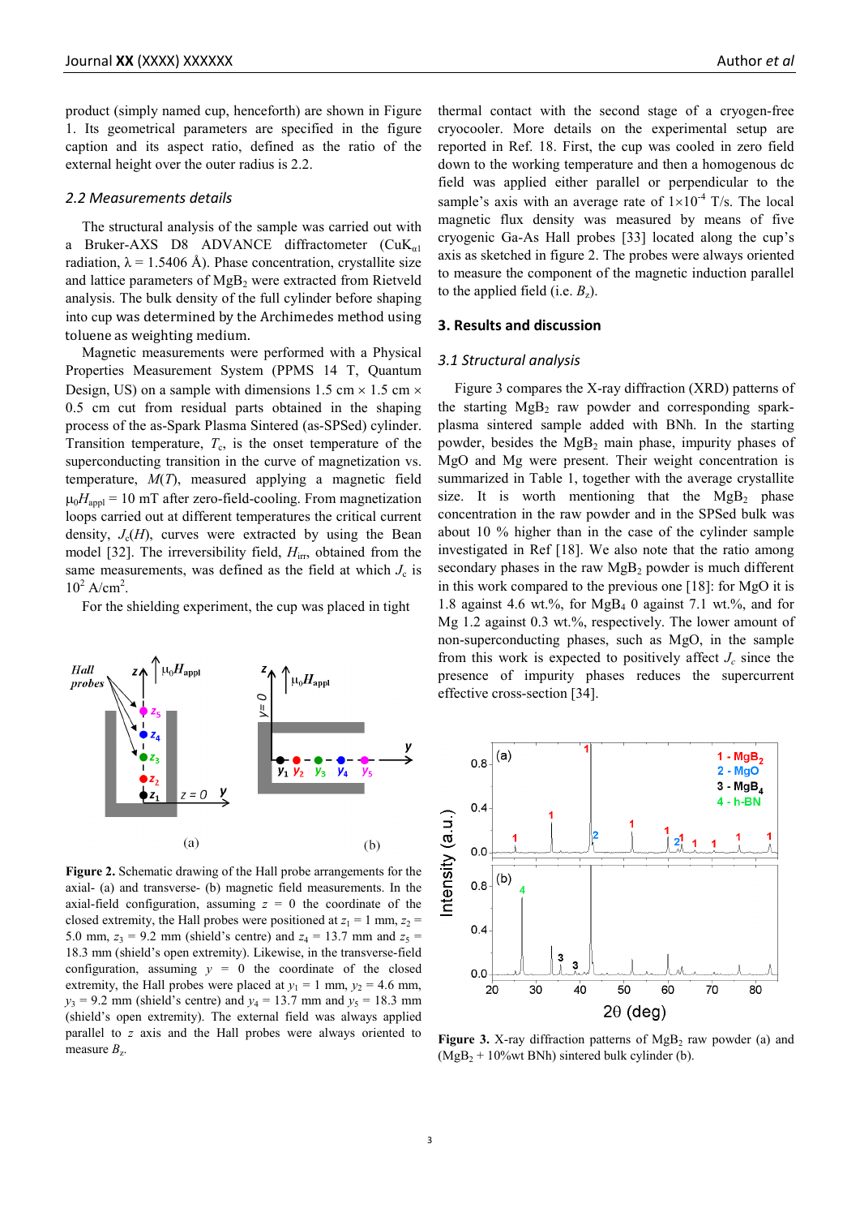product (simply named cup, henceforth) are shown in Figure 1. Its geometrical parameters are specified in the figure caption and its aspect ratio, defined as the ratio of the external height over the outer radius is 2.2.

### 2.2 Measurements details

The structural analysis of the sample was carried out with a Bruker-AXS D8 ADVANCE diffractometer (CuK$_{\alpha 1}$ radiation, $\lambda$ = 1.5406 Å). Phase concentration, crystallite size and lattice parameters of $MgB_2$ were extracted from Rietveld analysis. The bulk density of the full cylinder before shaping into cup was determined by the Archimedes method using toluene as weighting medium.

Magnetic measurements were performed with a Physical Properties Measurement System (PPMS 14 T, Quantum Design, US) on a sample with dimensions 1.5 cm × 1.5 cm × 0.5 cm cut from residual parts obtained in the shaping process of the as-Spark Plasma Sintered (as-SPSed) cylinder. Transition temperature, $T_c$, is the onset temperature of the superconducting transition in the curve of magnetization vs. temperature, $M(T)$, measured applying a magnetic field $\mu_0 H_{appl}$ = 10 mT after zero-field-cooling. From magnetization loops carried out at different temperatures the critical current density, $J_c(H)$, curves were extracted by using the Bean model [32]. The irreversibility field, $H_{irr}$, obtained from the same measurements, was defined as the field at which $J_c$ is $10^2$ A/cm$^2$.

For the shielding experiment, the cup was placed in tight thermal contact with the second stage of a cryogen-free cryocooler. More details on the experimental setup are reported in Ref. 18. First, the cup was cooled in zero field down to the working temperature and then a homogenous dc field was applied either parallel or perpendicular to the sample's axis with an average rate of $1{\times}10^{-4}$ T/s. The local magnetic flux density was measured by means of five cryogenic Ga-As Hall probes [33] located along the cup's axis as sketched in figure 2. The probes were always oriented to measure the component of the magnetic induction parallel to the applied field (i.e. $B_z$).

**Figure 2.** Schematic drawing of the Hall probe arrangements for the axial- (a) and transverse- (b) magnetic field measurements. In the axial-field configuration, assuming $z$ = 0 the coordinate of the closed extremity, the Hall probes were positioned at $z_1$ = 1 mm, $z_2$ = 5.0 mm, $z_3$ = 9.2 mm (shield's centre) and $z_4$ = 13.7 mm and $z_5$ = 18.3 mm (shield's open extremity). Likewise, in the transverse-field configuration, assuming $y$ = 0 the coordinate of the closed extremity, the Hall probes were placed at $y_1$ = 1 mm, $y_2$ = 4.6 mm, $y_3$ = 9.2 mm (shield's centre) and $y_4$ = 13.7 mm and $y_5$ = 18.3 mm (shield's open extremity). The external field was always applied parallel to $z$ axis and the Hall probes were always oriented to measure $B_z$.

## 3. Results and discussion

### 3.1 Structural analysis

Figure 3 compares the X-ray diffraction (XRD) patterns of the starting $MgB_2$ raw powder and corresponding spark-plasma sintered sample added with BNh. In the starting powder, besides the $MgB_2$ main phase, impurity phases of MgO and Mg were present. Their weight concentration is summarized in Table 1, together with the average crystallite size. It is worth mentioning that the $MgB_2$ phase concentration in the raw powder and in the SPSed bulk was about 10 % higher than in the case of the cylinder sample investigated in Ref [18]. We also note that the ratio among secondary phases in the raw $MgB_2$ powder is much different in this work compared to the previous one [18]: for MgO it is 1.8 against 4.6 wt.%, for $MgB_4$ 0 against 7.1 wt.%, and for Mg 1.2 against 0.3 wt.%, respectively. The lower amount of non-superconducting phases, such as MgO, in the sample from this work is expected to positively affect $J_c$ since the presence of impurity phases reduces the supercurrent effective cross-section [34].

**Figure 3.** X-ray diffraction patterns of $MgB_2$ raw powder (a) and ($MgB_2$ + 10%wt BNh) sintered bulk cylinder (b).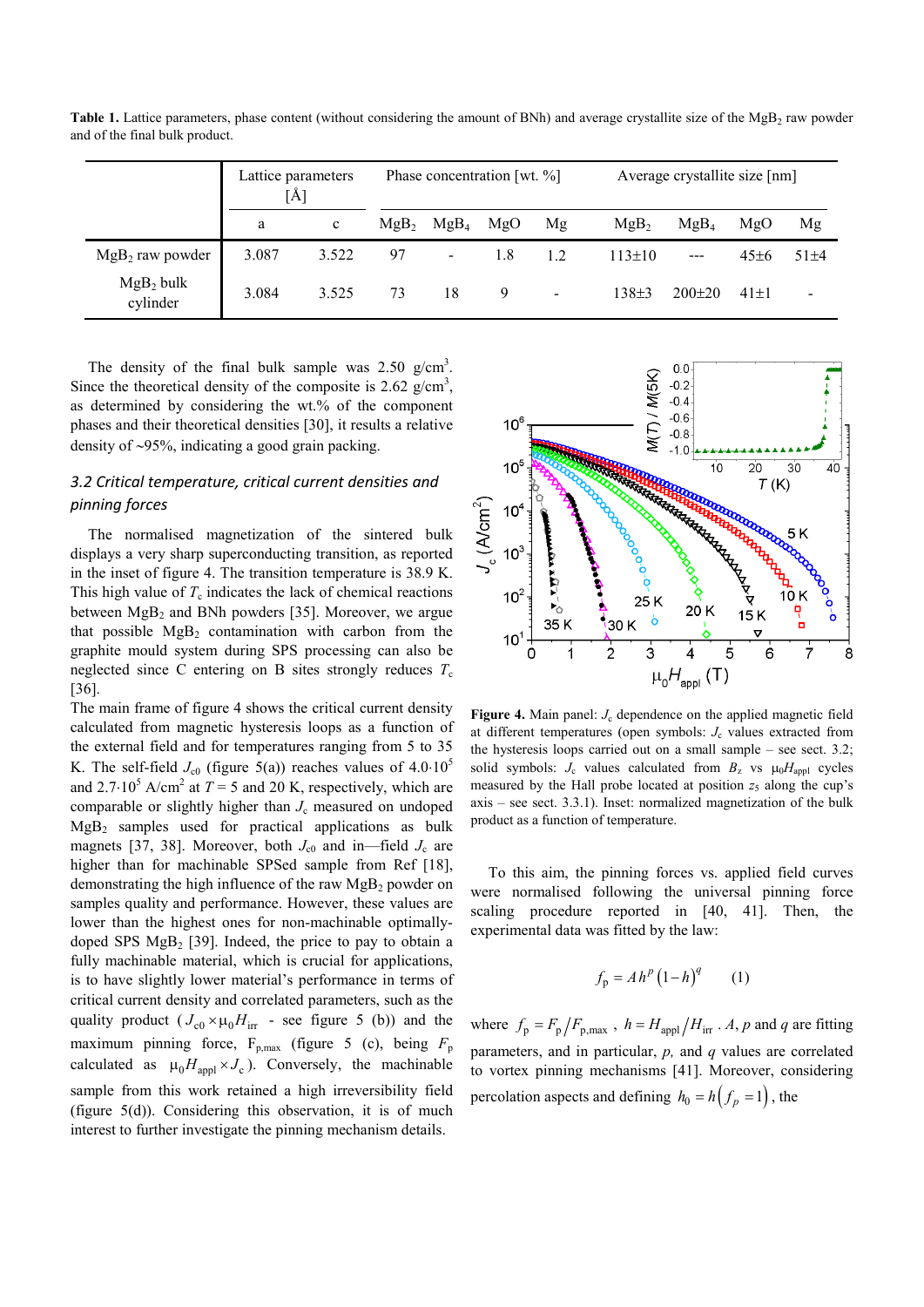**Table 1.** Lattice parameters, phase content (without considering the amount of BNh) and average crystallite size of the $MgB_2$ raw powder and of the final bulk product.

| | Lattice parameters [Å] | | Phase concentration [wt. %] | | | | Average crystallite size [nm] | | | |
|---|---|---|---|---|---|---|---|---|---|---|
| | a | c | $MgB_2$ | $MgB_4$ | MgO | Mg | $MgB_2$ | $MgB_4$ | MgO | Mg |
| $MgB_2$ raw powder | 3.087 | 3.522 | 97 | - | 1.8 | 1.2 | 113±10 | --- | 45±6 | 51±4 |
| $MgB_2$ bulk cylinder | 3.084 | 3.525 | 73 | 18 | 9 | - | 138±3 | 200±20 | 41±1 | - |

The density of the final bulk sample was 2.50 g/cm$^3$. Since the theoretical density of the composite is 2.62 g/cm$^3$, as determined by considering the wt.% of the component phases and their theoretical densities [30], it results a relative density of ~95%, indicating a good grain packing.

### *3.2 Critical temperature, critical current densities and pinning forces*

The normalised magnetization of the sintered bulk displays a very sharp superconducting transition, as reported in the inset of figure 4. The transition temperature is 38.9 K. This high value of $T_c$ indicates the lack of chemical reactions between $MgB_2$ and BNh powders [35]. Moreover, we argue that possible $MgB_2$ contamination with carbon from the graphite mould system during SPS processing can also be neglected since C entering on B sites strongly reduces $T_c$ [36].

The main frame of figure 4 shows the critical current density calculated from magnetic hysteresis loops as a function of the external field and for temperatures ranging from 5 to 35 K. The self-field $J_{c0}$ (figure 5(a)) reaches values of $4.0 \cdot 10^5$ and $2.7 \cdot 10^5$ A/cm$^2$ at $T = 5$ and 20 K, respectively, which are comparable or slightly higher than $J_c$ measured on undoped $MgB_2$ samples used for practical applications as bulk magnets [37, 38]. Moreover, both $J_{c0}$ and in—field $J_c$ are higher than for machinable SPSed sample from Ref [18], demonstrating the high influence of the raw $MgB_2$ powder on samples quality and performance. However, these values are lower than the highest ones for non-machinable optimally-doped SPS $MgB_2$ [39]. Indeed, the price to pay to obtain a fully machinable material, which is crucial for applications, is to have slightly lower material's performance in terms of critical current density and correlated parameters, such as the quality product ($J_{c0} \times \mu_0 H_{irr}$ - see figure 5 (b)) and the maximum pinning force, $F_{p,max}$ (figure 5 (c), being $F_p$ calculated as $\mu_0 H_{appl} \times J_c$). Conversely, the machinable sample from this work retained a high irreversibility field (figure 5(d)). Considering this observation, it is of much interest to further investigate the pinning mechanism details.

**Figure 4.** Main panel: $J_c$ dependence on the applied magnetic field at different temperatures (open symbols: $J_c$ values extracted from the hysteresis loops carried out on a small sample – see sect. 3.2; solid symbols: $J_c$ values calculated from $B_z$ vs $\mu_0 H_{appl}$ cycles measured by the Hall probe located at position $z_5$ along the cup's axis – see sect. 3.3.1). Inset: normalized magnetization of the bulk product as a function of temperature.

To this aim, the pinning forces vs. applied field curves were normalised following the universal pinning force scaling procedure reported in [40, 41]. Then, the experimental data was fitted by the law:

$$f_p = A h^p (1-h)^q \qquad (1)$$

where $f_p = F_p / F_{p,max}$, $h = H_{appl} / H_{irr}$. $A$, $p$ and $q$ are fitting parameters, and in particular, $p$, and $q$ values are correlated to vortex pinning mechanisms [41]. Moreover, considering percolation aspects and defining $h_0 = h(f_p = 1)$, the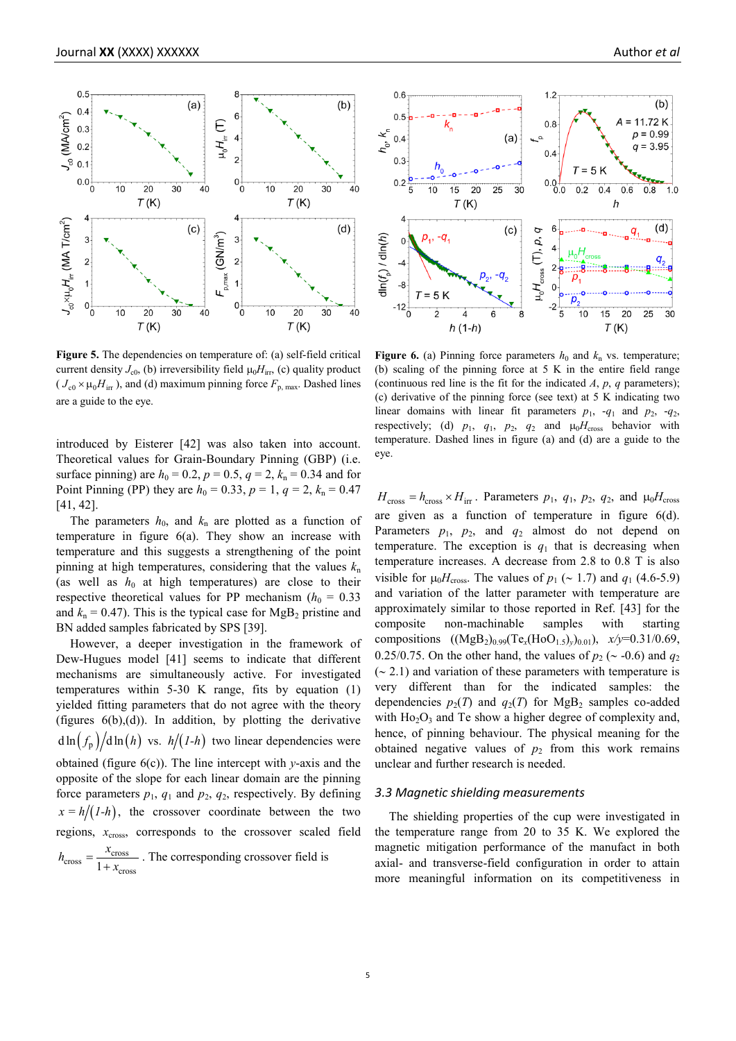**Figure 5.** The dependencies on temperature of: (a) self-field critical current density $J_{c0}$, (b) irreversibility field $\mu_0 H_{irr}$, (c) quality product ($J_{c0} \times \mu_0 H_{irr}$), and (d) maximum pinning force $F_{p,\max}$. Dashed lines are a guide to the eye.

**Figure 6.** (a) Pinning force parameters $h_0$ and $k_n$ vs. temperature; (b) scaling of the pinning force at 5 K in the entire field range (continuous red line is the fit for the indicated $A$, $p$, $q$ parameters); (c) derivative of the pinning force (see text) at 5 K indicating two linear domains with linear fit parameters $p_1$, $-q_1$ and $p_2$, $-q_2$, respectively; (d) $p_1$, $q_1$, $p_2$, $q_2$ and $\mu_0 H_{cross}$ behavior with temperature. Dashed lines in figure (a) and (d) are a guide to the eye.

introduced by Eisterer [42] was also taken into account. Theoretical values for Grain-Boundary Pinning (GBP) (i.e. surface pinning) are $h_0 = 0.2$, $p = 0.5$, $q = 2$, $k_n = 0.34$ and for Point Pinning (PP) they are $h_0 = 0.33$, $p = 1$, $q = 2$, $k_n = 0.47$ [41, 42].

The parameters $h_0$, and $k_n$ are plotted as a function of temperature in figure 6(a). They show an increase with temperature and this suggests a strengthening of the point pinning at high temperatures, considering that the values $k_n$ (as well as $h_0$ at high temperatures) are close to their respective theoretical values for PP mechanism ($h_0 = 0.33$ and $k_n = 0.47$). This is the typical case for $MgB_2$ pristine and BN added samples fabricated by SPS [39].

However, a deeper investigation in the framework of Dew-Hugues model [41] seems to indicate that different mechanisms are simultaneously active. For investigated temperatures within 5-30 K range, fits by equation (1) yielded fitting parameters that do not agree with the theory (figures 6(b),(d)). In addition, by plotting the derivative $\mathrm{d}\ln(f_p)/\mathrm{d}\ln(h)$ vs. $h/(1\text{-}h)$ two linear dependencies were obtained (figure 6(c)). The line intercept with $y$-axis and the opposite of the slope for each linear domain are the pinning force parameters $p_1$, $q_1$ and $p_2$, $q_2$, respectively. By defining $x = h/(1\text{-}h)$, the crossover coordinate between the two regions, $x_{cross}$, corresponds to the crossover scaled field $h_{cross} = \dfrac{x_{cross}}{1 + x_{cross}}$. The corresponding crossover field is $H_{cross} = h_{cross} \times H_{irr}$. Parameters $p_1$, $q_1$, $p_2$, $q_2$, and $\mu_0 H_{cross}$ are given as a function of temperature in figure 6(d). Parameters $p_1$, $p_2$, and $q_2$ almost do not depend on temperature. The exception is $q_1$ that is decreasing when temperature increases. A decrease from 2.8 to 0.8 T is also visible for $\mu_0 H_{cross}$. The values of $p_1$ (~ 1.7) and $q_1$ (4.6-5.9) and variation of the latter parameter with temperature are approximately similar to those reported in Ref. [43] for the composite non-machinable samples with starting compositions $((MgB_2)_{0.99}(Te_x(HoO_{1.5})_y)_{0.01})$, $x/y$=0.31/0.69, 0.25/0.75. On the other hand, the values of $p_2$ (~ -0.6) and $q_2$ (~ 2.1) and variation of these parameters with temperature is very different than for the indicated samples: the dependencies $p_2(T)$ and $q_2(T)$ for $MgB_2$ samples co-added with $Ho_2O_3$ and Te show a higher degree of complexity and, hence, of pinning behaviour. The physical meaning for the obtained negative values of $p_2$ from this work remains unclear and further research is needed.

### *3.3 Magnetic shielding measurements*

The shielding properties of the cup were investigated in the temperature range from 20 to 35 K. We explored the magnetic mitigation performance of the manufact in both axial- and transverse-field configuration in order to attain more meaningful information on its competitiveness in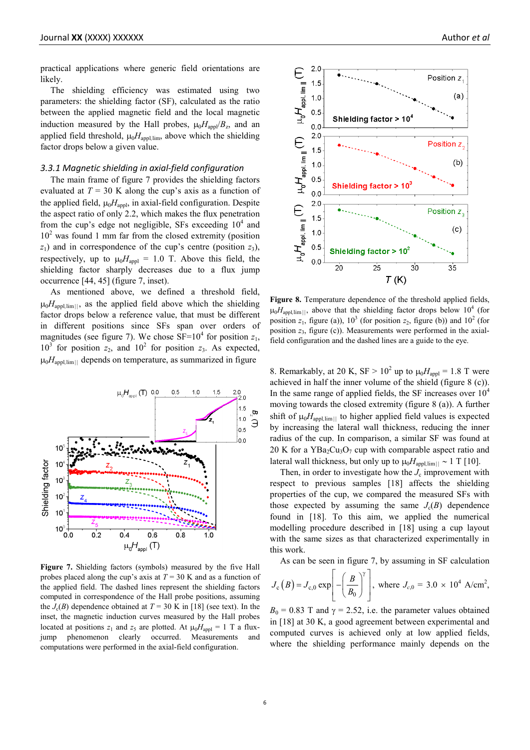practical applications where generic field orientations are likely.

The shielding efficiency was estimated using two parameters: the shielding factor (SF), calculated as the ratio between the applied magnetic field and the local magnetic induction measured by the Hall probes, $\mu_0 H_{appl}/B_z$, and an applied field threshold, $\mu_0 H_{appl,lim}$, above which the shielding factor drops below a given value.

### 3.3.1 Magnetic shielding in axial-field configuration

The main frame of figure 7 provides the shielding factors evaluated at $T$ = 30 K along the cup's axis as a function of the applied field, $\mu_0 H_{appl}$, in axial-field configuration. Despite the aspect ratio of only 2.2, which makes the flux penetration from the cup's edge not negligible, SFs exceeding $10^4$ and $10^2$ was found 1 mm far from the closed extremity (position $z_1$) and in correspondence of the cup's centre (position $z_3$), respectively, up to $\mu_0 H_{appl}$ = 1.0 T. Above this field, the shielding factor sharply decreases due to a flux jump occurrence [44, 45] (figure 7, inset).

As mentioned above, we defined a threshold field, $\mu_0 H_{appl,lim||}$, as the applied field above which the shielding factor drops below a reference value, that must be different in different positions since SFs span over orders of magnitudes (see figure 7). We chose SF=$10^4$ for position $z_1$, $10^3$ for position $z_2$, and $10^2$ for position $z_3$. As expected, $\mu_0 H_{appl,lim||}$ depends on temperature, as summarized in figure 8. Remarkably, at 20 K, SF > $10^2$ up to $\mu_0 H_{appl}$ = 1.8 T were achieved in half the inner volume of the shield (figure 8 (c)). In the same range of applied fields, the SF increases over $10^4$ moving towards the closed extremity (figure 8 (a)). A further shift of $\mu_0 H_{appl,lim||}$ to higher applied field values is expected by increasing the lateral wall thickness, reducing the inner radius of the cup. In comparison, a similar SF was found at 20 K for a $YBa_2Cu_3O_7$ cup with comparable aspect ratio and lateral wall thickness, but only up to $\mu_0 H_{appl,lim||}$ ~ 1 T [10].

Figure 7. Shielding factors (symbols) measured by the five Hall probes placed along the cup's axis at $T$ = 30 K and as a function of the applied field. The dashed lines represent the shielding factors computed in correspondence of the Hall probe positions, assuming the $J_c(B)$ dependence obtained at $T$ = 30 K in [18] (see text). In the inset, the magnetic induction curves measured by the Hall probes located at positions $z_1$ and $z_5$ are plotted. At $\mu_0 H_{appl}$ = 1 T a flux-jump phenomenon clearly occurred. Measurements and computations were performed in the axial-field configuration.

Figure 8. Temperature dependence of the threshold applied fields, $\mu_0 H_{appl,lim||}$, above that the shielding factor drops below $10^4$ (for position $z_1$, figure (a)), $10^3$ (for position $z_2$, figure (b)) and $10^2$ (for position $z_3$, figure (c)). Measurements were performed in the axial-field configuration and the dashed lines are a guide to the eye.

Then, in order to investigate how the $J_c$ improvement with respect to previous samples [18] affects the shielding properties of the cup, we compared the measured SFs with those expected by assuming the same $J_c(B)$ dependence found in [18]. To this aim, we applied the numerical modelling procedure described in [18] using a cup layout with the same sizes as that characterized experimentally in this work.

As can be seen in figure 7, by assuming in SF calculation $J_c(B) = J_{c,0}\exp\left[-\left(\frac{B}{B_0}\right)^{\gamma}\right]$, where $J_{c,0}$ = 3.0 × $10^4$ A/cm$^2$, $B_0$ = 0.83 T and $\gamma$ = 2.52, i.e. the parameter values obtained in [18] at 30 K, a good agreement between experimental and computed curves is achieved only at low applied fields, where the shielding performance mainly depends on the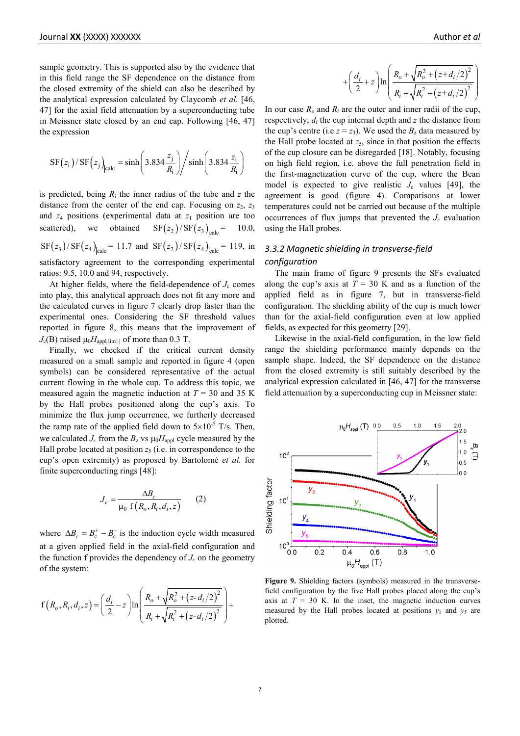sample geometry. This is supported also by the evidence that in this field range the SF dependence on the distance from the closed extremity of the shield can also be described by the analytical expression calculated by Claycomb *et al.* [46, 47] for the axial field attenuation by a superconducting tube in Meissner state closed by an end cap. Following [46, 47] the expression

$$\mathrm{SF}(z_i)/\mathrm{SF}(z_j)\big|_{\mathrm{calc}} = \sinh\left(3.834\frac{z_j}{R_i}\right)\Big/\sinh\left(3.834\frac{z_i}{R_i}\right)$$

is predicted, being $R_i$ the inner radius of the tube and $z$ the distance from the center of the end cap. Focusing on $z_2$, $z_3$ and $z_4$ positions (experimental data at $z_1$ position are too scattered), we obtained $\mathrm{SF}(z_2)/\mathrm{SF}(z_3)\big|_{\mathrm{calc}} = 10.0$, $\mathrm{SF}(z_3)/\mathrm{SF}(z_4)\big|_{\mathrm{calc}} = 11.7$ and $\mathrm{SF}(z_2)/\mathrm{SF}(z_4)\big|_{\mathrm{calc}} = 119$, in satisfactory agreement to the corresponding experimental ratios: 9.5, 10.0 and 94, respectively.

At higher fields, where the field-dependence of $J_c$ comes into play, this analytical approach does not fit any more and the calculated curves in figure 7 clearly drop faster than the experimental ones. Considering the SF threshold values reported in figure 8, this means that the improvement of $J_c(B)$ raised $\mu_0 H_{\mathrm{appl,lim}||}$ of more than 0.3 T.

Finally, we checked if the critical current density measured on a small sample and reported in figure 4 (open symbols) can be considered representative of the actual current flowing in the whole cup. To address this topic, we measured again the magnetic induction at $T$ = 30 and 35 K by the Hall probes positioned along the cup's axis. To minimize the flux jump occurrence, we furtherly decreased the ramp rate of the applied field down to $5\times10^{-5}$ T/s. Then, we calculated $J_c$ from the $B_z$ vs $\mu_0 H_{\mathrm{appl}}$ cycle measured by the Hall probe located at position $z_5$ (i.e. in correspondence to the cup's open extremity) as proposed by Bartolomé *et al.* for finite superconducting rings [48]:

$$J_c = \frac{\Delta B_c}{\mu_0\, \mathrm{f}(R_o, R_i, d_i, z)} \qquad (2)$$

where $\Delta B_c = B_c^+ - B_c^-$ is the induction cycle width measured at a given applied field in the axial-field configuration and the function f provides the dependency of $J_c$ on the geometry of the system:

$$\mathrm{f}(R_o, R_i, d_i, z) = \left(\frac{d_i}{2} - z\right)\ln\left(\frac{R_o + \sqrt{R_o^2 + (z - d_i/2)^2}}{R_i + \sqrt{R_i^2 + (z - d_i/2)^2}}\right) + \left(\frac{d_i}{2} + z\right)\ln\left(\frac{R_o + \sqrt{R_o^2 + (z + d_i/2)^2}}{R_i + \sqrt{R_i^2 + (z + d_i/2)^2}}\right)$$

In our case $R_o$ and $R_i$ are the outer and inner radii of the cup, respectively, $d_i$ the cup internal depth and $z$ the distance from the cup's centre (i.e $z = z_3$). We used the $B_z$ data measured by the Hall probe located at $z_5$, since in that position the effects of the cup closure can be disregarded [18]. Notably, focusing on high field region, i.e. above the full penetration field in the first-magnetization curve of the cup, where the Bean model is expected to give realistic $J_c$ values [49], the agreement is good (figure 4). Comparisons at lower temperatures could not be carried out because of the multiple occurrences of flux jumps that prevented the $J_c$ evaluation using the Hall probes.

### 3.3.2 Magnetic shielding in transverse-field configuration

The main frame of figure 9 presents the SFs evaluated along the cup's axis at $T$ = 30 K and as a function of the applied field as in figure 7, but in transverse-field configuration. The shielding ability of the cup is much lower than for the axial-field configuration even at low applied fields, as expected for this geometry [29].

Likewise in the axial-field configuration, in the low field range the shielding performance mainly depends on the sample shape. Indeed, the SF dependence on the distance from the closed extremity is still suitably described by the analytical expression calculated in [46, 47] for the transverse field attenuation by a superconducting cup in Meissner state:

**Figure 9.** Shielding factors (symbols) measured in the transverse-field configuration by the five Hall probes placed along the cup's axis at $T$ = 30 K. In the inset, the magnetic induction curves measured by the Hall probes located at positions $y_1$ and $y_5$ are plotted.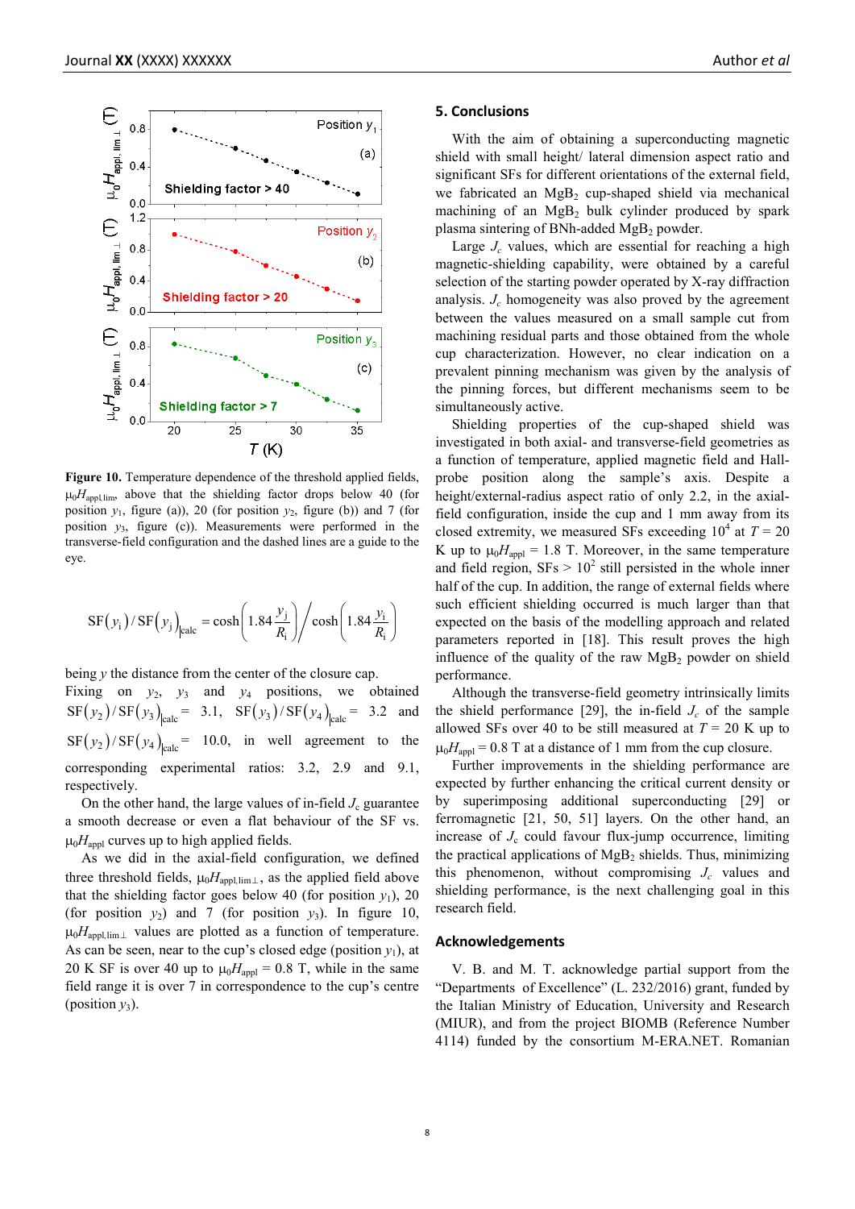**Figure 10.** Temperature dependence of the threshold applied fields, $\mu_0 H_{appl,lim}$, above that the shielding factor drops below 40 (for position $y_1$, figure (a)), 20 (for position $y_2$, figure (b)) and 7 (for position $y_3$, figure (c)). Measurements were performed in the transverse-field configuration and the dashed lines are a guide to the eye.

$$\mathrm{SF}(y_i)/\mathrm{SF}(y_j)\Big|_{calc} = \cosh\left(1.84\frac{y_j}{R_i}\right) \Big/ \cosh\left(1.84\frac{y_i}{R_i}\right)$$

being $y$ the distance from the center of the closure cap.

Fixing on $y_2$, $y_3$ and $y_4$ positions, we obtained $\mathrm{SF}(y_2)/\mathrm{SF}(y_3)\big|_{calc} = 3.1$, $\mathrm{SF}(y_3)/\mathrm{SF}(y_4)\big|_{calc} = 3.2$ and $\mathrm{SF}(y_2)/\mathrm{SF}(y_4)\big|_{calc} = 10.0$, in well agreement to the corresponding experimental ratios: 3.2, 2.9 and 9.1, respectively.

On the other hand, the large values of in-field $J_c$ guarantee a smooth decrease or even a flat behaviour of the SF vs. $\mu_0 H_{appl}$ curves up to high applied fields.

As we did in the axial-field configuration, we defined three threshold fields, $\mu_0 H_{appl,lim\perp}$, as the applied field above that the shielding factor goes below 40 (for position $y_1$), 20 (for position $y_2$) and 7 (for position $y_3$). In figure 10, $\mu_0 H_{appl,lim\perp}$ values are plotted as a function of temperature. As can be seen, near to the cup's closed edge (position $y_1$), at 20 K SF is over 40 up to $\mu_0 H_{appl} = 0.8$ T, while in the same field range it is over 7 in correspondence to the cup's centre (position $y_3$).

## 5. Conclusions

With the aim of obtaining a superconducting magnetic shield with small height/ lateral dimension aspect ratio and significant SFs for different orientations of the external field, we fabricated an $MgB_2$ cup-shaped shield via mechanical machining of an $MgB_2$ bulk cylinder produced by spark plasma sintering of BNh-added $MgB_2$ powder.

Large $J_c$ values, which are essential for reaching a high magnetic-shielding capability, were obtained by a careful selection of the starting powder operated by X-ray diffraction analysis. $J_c$ homogeneity was also proved by the agreement between the values measured on a small sample cut from machining residual parts and those obtained from the whole cup characterization. However, no clear indication on a prevalent pinning mechanism was given by the analysis of the pinning forces, but different mechanisms seem to be simultaneously active.

Shielding properties of the cup-shaped shield was investigated in both axial- and transverse-field geometries as a function of temperature, applied magnetic field and Hall-probe position along the sample's axis. Despite a height/external-radius aspect ratio of only 2.2, in the axial-field configuration, inside the cup and 1 mm away from its closed extremity, we measured SFs exceeding $10^4$ at $T = 20$ K up to $\mu_0 H_{appl} = 1.8$ T. Moreover, in the same temperature and field region, SFs > $10^2$ still persisted in the whole inner half of the cup. In addition, the range of external fields where such efficient shielding occurred is much larger than that expected on the basis of the modelling approach and related parameters reported in [18]. This result proves the high influence of the quality of the raw $MgB_2$ powder on shield performance.

Although the transverse-field geometry intrinsically limits the shield performance [29], the in-field $J_c$ of the sample allowed SFs over 40 to be still measured at $T = 20$ K up to $\mu_0 H_{appl} = 0.8$ T at a distance of 1 mm from the cup closure.

Further improvements in the shielding performance are expected by further enhancing the critical current density or by superimposing additional superconducting [29] or ferromagnetic [21, 50, 51] layers. On the other hand, an increase of $J_c$ could favour flux-jump occurrence, limiting the practical applications of $MgB_2$ shields. Thus, minimizing this phenomenon, without compromising $J_c$ values and shielding performance, is the next challenging goal in this research field.

## Acknowledgements

V. B. and M. T. acknowledge partial support from the "Departments of Excellence" (L. 232/2016) grant, funded by the Italian Ministry of Education, University and Research (MIUR), and from the project BIOMB (Reference Number 4114) funded by the consortium M-ERA.NET. Romanian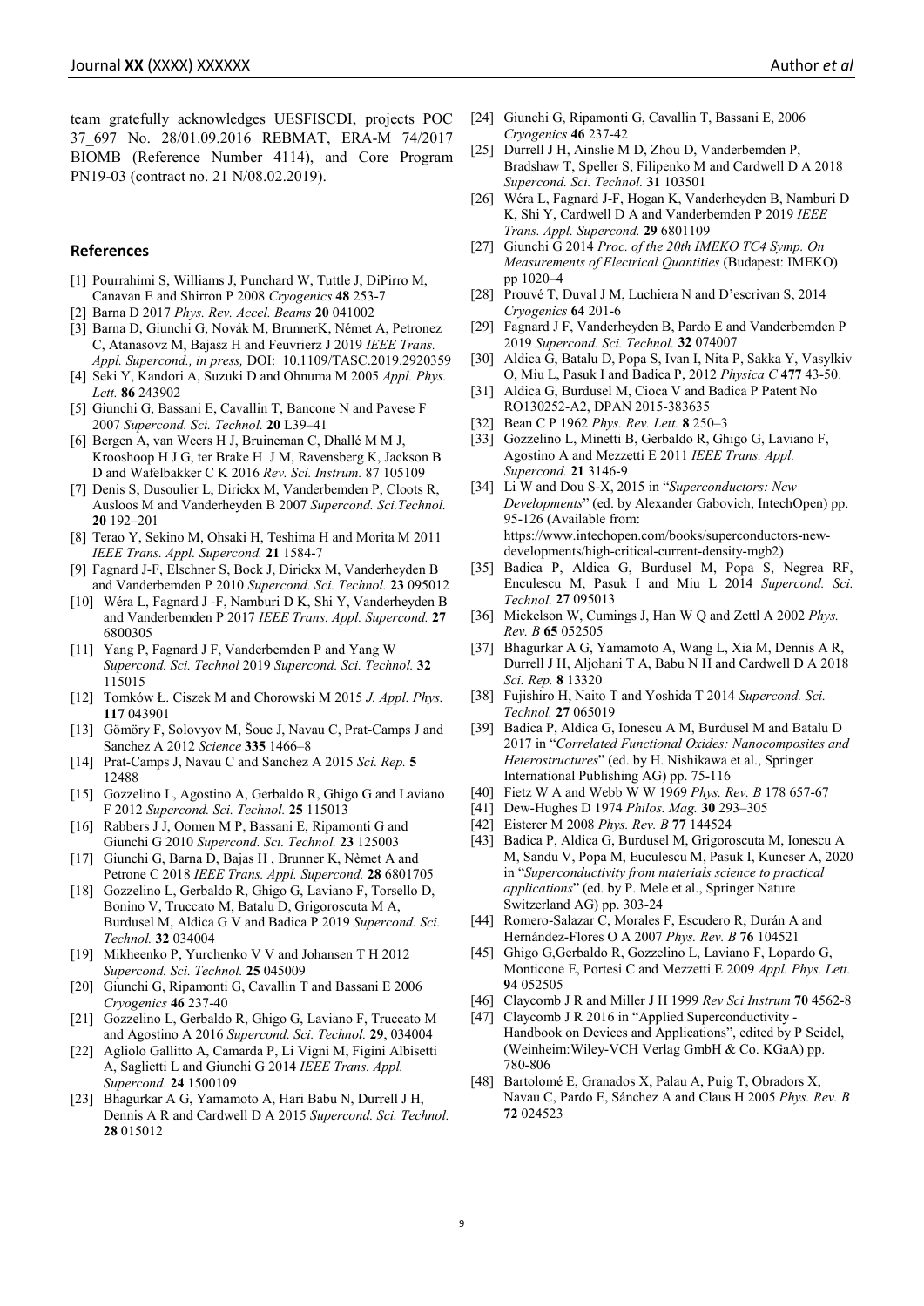team gratefully acknowledges UESFISCDI, projects POC 37_697 No. 28/01.09.2016 REBMAT, ERA-M 74/2017 BIOMB (Reference Number 4114), and Core Program PN19-03 (contract no. 21 N/08.02.2019).

## References

[1] Pourrahimi S, Williams J, Punchard W, Tuttle J, DiPirro M, Canavan E and Shirron P 2008 *Cryogenics* **48** 253-7

[2] Barna D 2017 *Phys. Rev. Accel. Beams* **20** 041002

[3] Barna D, Giunchi G, Novák M, BrunnerK, Német A, Petronez C, Atanasovz M, Bajasz H and Feuvrierz J 2019 *IEEE Trans. Appl. Supercond., in press,* DOI: 10.1109/TASC.2019.2920359

[4] Seki Y, Kandori A, Suzuki D and Ohnuma M 2005 *Appl. Phys. Lett.* **86** 243902

[5] Giunchi G, Bassani E, Cavallin T, Bancone N and Pavese F 2007 *Supercond. Sci. Technol.* **20** L39–41

[6] Bergen A, van Weers H J, Bruineman C, Dhallé M M J, Krooshoop H J G, ter Brake H J M, Ravensberg K, Jackson B D and Wafelbakker C K 2016 *Rev. Sci. Instrum.* 87 105109

[7] Denis S, Dusoulier L, Dirickx M, Vanderbemden P, Cloots R, Ausloos M and Vanderheyden B 2007 *Supercond. Sci.Technol.* **20** 192–201

[8] Terao Y, Sekino M, Ohsaki H, Teshima H and Morita M 2011 *IEEE Trans. Appl. Supercond.* **21** 1584-7

[9] Fagnard J-F, Elschner S, Bock J, Dirickx M, Vanderheyden B and Vanderbemden P 2010 *Supercond. Sci. Technol.* **23** 095012

[10] Wéra L, Fagnard J -F, Namburi D K, Shi Y, Vanderheyden B and Vanderbemden P 2017 *IEEE Trans. Appl. Supercond.* **27** 6800305

[11] Yang P, Fagnard J F, Vanderbemden P and Yang W *Supercond. Sci. Technol* 2019 *Supercond. Sci. Technol.* **32** 115015

[12] Tomków Ł. Ciszek M and Chorowski M 2015 *J. Appl. Phys.* **117** 043901

[13] Gömöry F, Solovyov M, Šouc J, Navau C, Prat-Camps J and Sanchez A 2012 *Science* **335** 1466–8

[14] Prat-Camps J, Navau C and Sanchez A 2015 *Sci. Rep.* **5** 12488

[15] Gozzelino L, Agostino A, Gerbaldo R, Ghigo G and Laviano F 2012 *Supercond. Sci. Technol.* **25** 115013

[16] Rabbers J J, Oomen M P, Bassani E, Ripamonti G and Giunchi G 2010 *Supercond. Sci. Technol.* **23** 125003

[17] Giunchi G, Barna D, Bajas H , Brunner K, Nèmet A and Petrone C 2018 *IEEE Trans. Appl. Supercond.* **28** 6801705

[18] Gozzelino L, Gerbaldo R, Ghigo G, Laviano F, Torsello D, Bonino V, Truccato M, Batalu D, Grigoroscuta M A, Burdusel M, Aldica G V and Badica P 2019 *Supercond. Sci. Technol.* **32** 034004

[19] Mikheenko P, Yurchenko V V and Johansen T H 2012 *Supercond. Sci. Technol.* **25** 045009

[20] Giunchi G, Ripamonti G, Cavallin T and Bassani E 2006 *Cryogenics* **46** 237-40

[21] Gozzelino L, Gerbaldo R, Ghigo G, Laviano F, Truccato M and Agostino A 2016 *Supercond. Sci. Technol.* **29**, 034004

[22] Agliolo Gallitto A, Camarda P, Li Vigni M, Figini Albisetti A, Saglietti L and Giunchi G 2014 *IEEE Trans. Appl. Supercond.* **24** 1500109

[23] Bhagurkar A G, Yamamoto A, Hari Babu N, Durrell J H, Dennis A R and Cardwell D A 2015 *Supercond. Sci. Technol.* **28** 015012

[24] Giunchi G, Ripamonti G, Cavallin T, Bassani E, 2006 *Cryogenics* **46** 237-42

[25] Durrell J H, Ainslie M D, Zhou D, Vanderbemden P, Bradshaw T, Speller S, Filipenko M and Cardwell D A 2018 *Supercond. Sci. Technol.* **31** 103501

[26] Wéra L, Fagnard J-F, Hogan K, Vanderheyden B, Namburi D K, Shi Y, Cardwell D A and Vanderbemden P 2019 *IEEE Trans. Appl. Supercond.* **29** 6801109

[27] Giunchi G 2014 *Proc. of the 20th IMEKO TC4 Symp. On Measurements of Electrical Quantities* (Budapest: IMEKO) pp 1020–4

[28] Prouvé T, Duval J M, Luchiera N and D'escrivan S, 2014 *Cryogenics* **64** 201-6

[29] Fagnard J F, Vanderheyden B, Pardo E and Vanderbemden P 2019 *Supercond. Sci. Technol.* **32** 074007

[30] Aldica G, Batalu D, Popa S, Ivan I, Nita P, Sakka Y, Vasylkiv O, Miu L, Pasuk I and Badica P, 2012 *Physica C* **477** 43-50.

[31] Aldica G, Burdusel M, Cioca V and Badica P Patent No RO130252-A2, DPAN 2015-383635

[32] Bean C P 1962 *Phys. Rev. Lett.* **8** 250–3

[33] Gozzelino L, Minetti B, Gerbaldo R, Ghigo G, Laviano F, Agostino A and Mezzetti E 2011 *IEEE Trans. Appl. Supercond.* **21** 3146-9

[34] Li W and Dou S-X, 2015 in "*Superconductors: New Developments*" (ed. by Alexander Gabovich, IntechOpen) pp. 95-126 (Available from: https://www.intechopen.com/books/superconductors-new-developments/high-critical-current-density-mgb2)

[35] Badica P, Aldica G, Burdusel M, Popa S, Negrea RF, Enculescu M, Pasuk I and Miu L 2014 *Supercond. Sci. Technol.* **27** 095013

[36] Mickelson W, Cumings J, Han W Q and Zettl A 2002 *Phys. Rev. B* **65** 052505

[37] Bhagurkar A G, Yamamoto A, Wang L, Xia M, Dennis A R, Durrell J H, Aljohani T A, Babu N H and Cardwell D A 2018 *Sci. Rep.* **8** 13320

[38] Fujishiro H, Naito T and Yoshida T 2014 *Supercond. Sci. Technol.* **27** 065019

[39] Badica P, Aldica G, Ionescu A M, Burdusel M and Batalu D 2017 in "*Correlated Functional Oxides: Nanocomposites and Heterostructures*" (ed. by H. Nishikawa et al., Springer International Publishing AG) pp. 75-116

[40] Fietz W A and Webb W W 1969 *Phys. Rev. B* 178 657-67

[41] Dew-Hughes D 1974 *Philos. Mag.* **30** 293–305

[42] Eisterer M 2008 *Phys. Rev. B* **77** 144524

[43] Badica P, Aldica G, Burdusel M, Grigoroscuta M, Ionescu A M, Sandu V, Popa M, Euculescu M, Pasuk I, Kuncser A, 2020 in "*Superconductivity from materials science to practical applications*" (ed. by P. Mele et al., Springer Nature Switzerland AG) pp. 303-24

[44] Romero-Salazar C, Morales F, Escudero R, Durán A and Hernández-Flores O A 2007 *Phys. Rev. B* **76** 104521

[45] Ghigo G,Gerbaldo R, Gozzelino L, Laviano F, Lopardo G, Monticone E, Portesi C and Mezzetti E 2009 *Appl. Phys. Lett.* **94** 052505

[46] Claycomb J R and Miller J H 1999 *Rev Sci Instrum* **70** 4562-8

[47] Claycomb J R 2016 in "Applied Superconductivity - Handbook on Devices and Applications", edited by P Seidel, (Weinheim:Wiley-VCH Verlag GmbH & Co. KGaA) pp. 780-806

[48] Bartolomé E, Granados X, Palau A, Puig T, Obradors X, Navau C, Pardo E, Sánchez A and Claus H 2005 *Phys. Rev. B* **72** 024523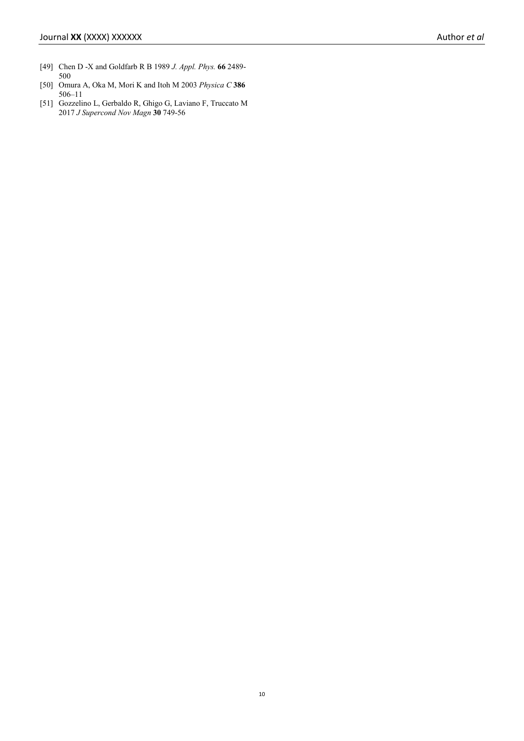[49] Chen D -X and Goldfarb R B 1989 *J. Appl. Phys.* **66** 2489-500

[50] Omura A, Oka M, Mori K and Itoh M 2003 *Physica C* **386** 506–11

[51] Gozzelino L, Gerbaldo R, Ghigo G, Laviano F, Truccato M 2017 *J Supercond Nov Magn* **30** 749-56